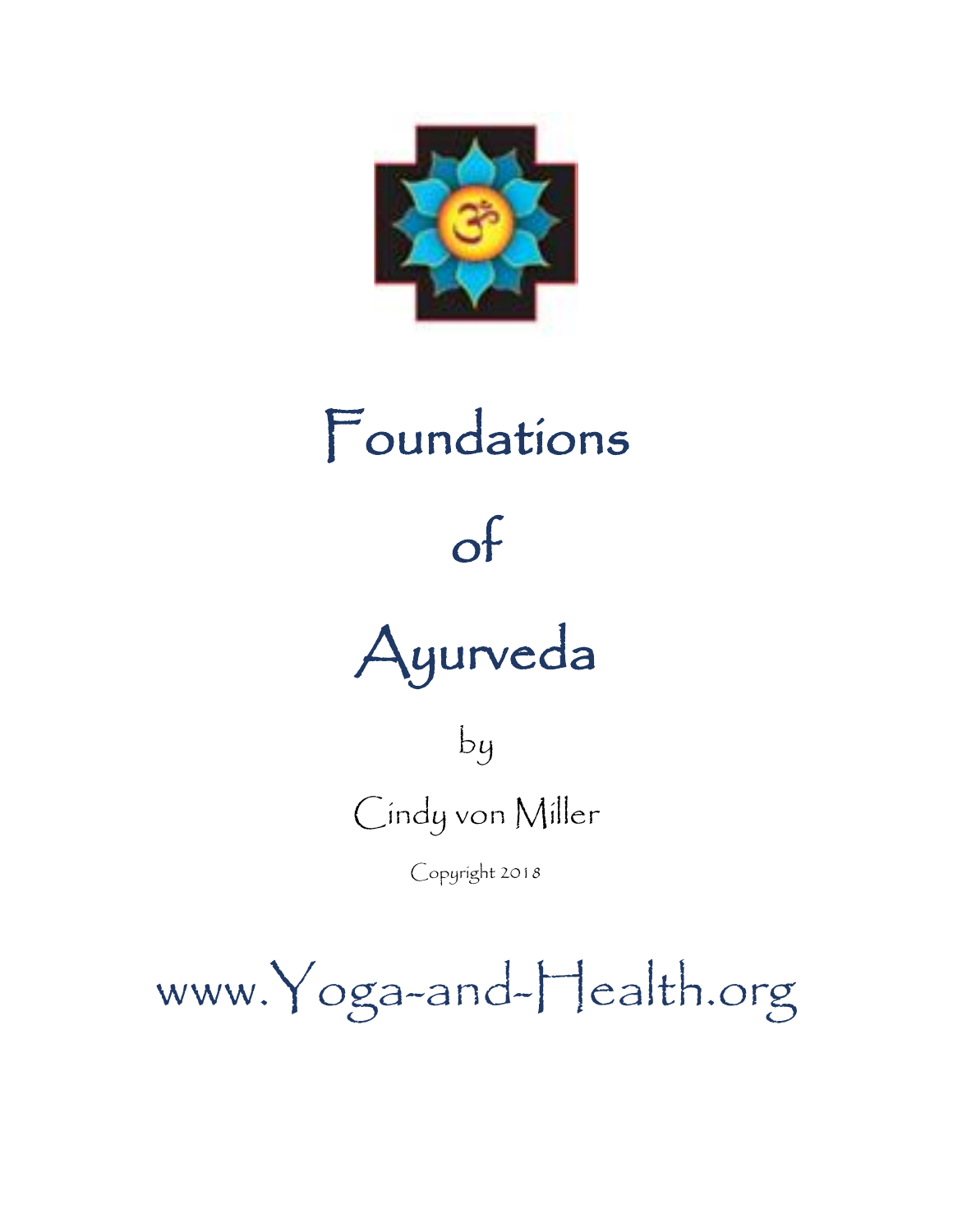# Foundations of Ayurveda

by

Cindy von Miller

Copyright 2018

www.Yoga-and-Health.org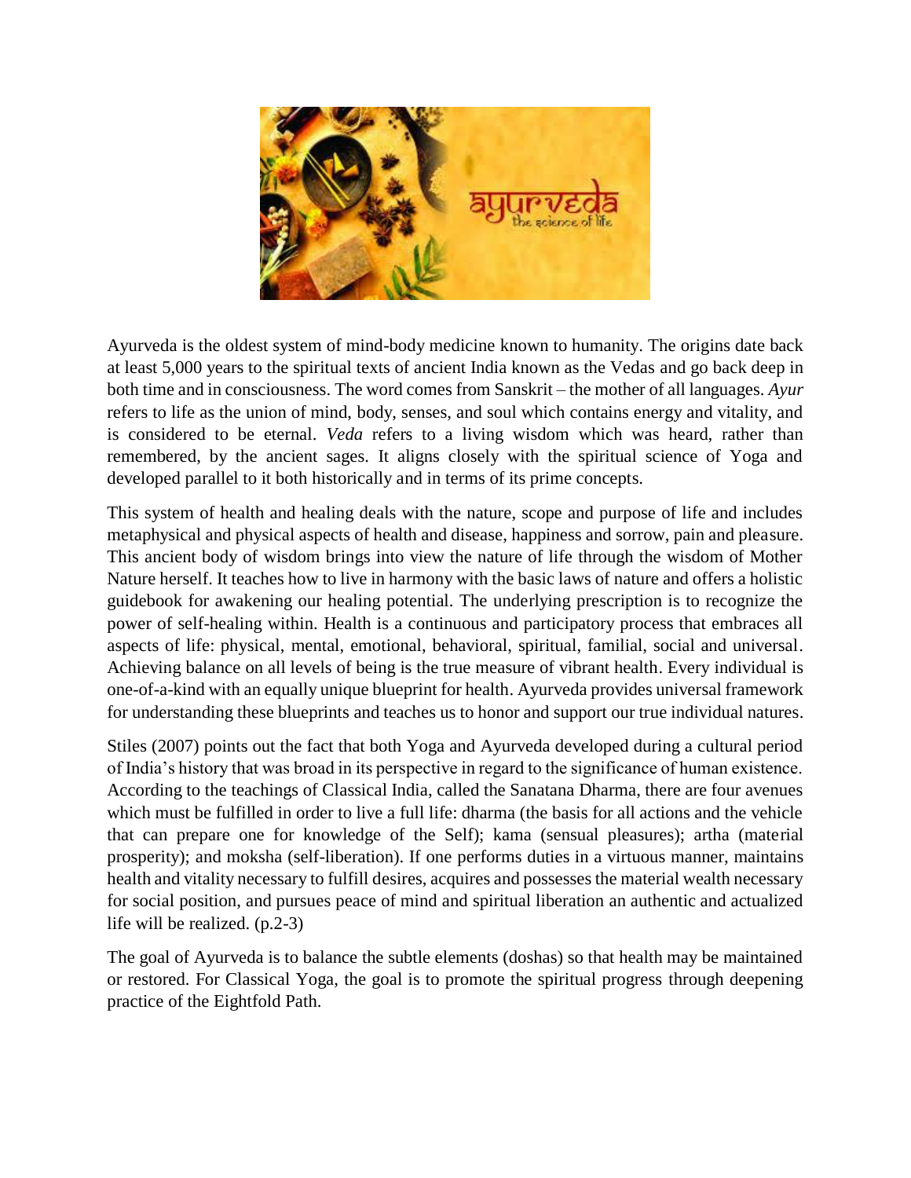Ayurveda is the oldest system of mind-body medicine known to humanity. The origins date back at least 5,000 years to the spiritual texts of ancient India known as the Vedas and go back deep in both time and in consciousness. The word comes from Sanskrit – the mother of all languages. *Ayur* refers to life as the union of mind, body, senses, and soul which contains energy and vitality, and is considered to be eternal. *Veda* refers to a living wisdom which was heard, rather than remembered, by the ancient sages. It aligns closely with the spiritual science of Yoga and developed parallel to it both historically and in terms of its prime concepts.

This system of health and healing deals with the nature, scope and purpose of life and includes metaphysical and physical aspects of health and disease, happiness and sorrow, pain and pleasure. This ancient body of wisdom brings into view the nature of life through the wisdom of Mother Nature herself. It teaches how to live in harmony with the basic laws of nature and offers a holistic guidebook for awakening our healing potential. The underlying prescription is to recognize the power of self-healing within. Health is a continuous and participatory process that embraces all aspects of life: physical, mental, emotional, behavioral, spiritual, familial, social and universal. Achieving balance on all levels of being is the true measure of vibrant health. Every individual is one-of-a-kind with an equally unique blueprint for health. Ayurveda provides universal framework for understanding these blueprints and teaches us to honor and support our true individual natures.

Stiles (2007) points out the fact that both Yoga and Ayurveda developed during a cultural period of India's history that was broad in its perspective in regard to the significance of human existence. According to the teachings of Classical India, called the Sanatana Dharma, there are four avenues which must be fulfilled in order to live a full life: dharma (the basis for all actions and the vehicle that can prepare one for knowledge of the Self); kama (sensual pleasures); artha (material prosperity); and moksha (self-liberation). If one performs duties in a virtuous manner, maintains health and vitality necessary to fulfill desires, acquires and possesses the material wealth necessary for social position, and pursues peace of mind and spiritual liberation an authentic and actualized life will be realized. (p.2-3)

The goal of Ayurveda is to balance the subtle elements (doshas) so that health may be maintained or restored. For Classical Yoga, the goal is to promote the spiritual progress through deepening practice of the Eightfold Path.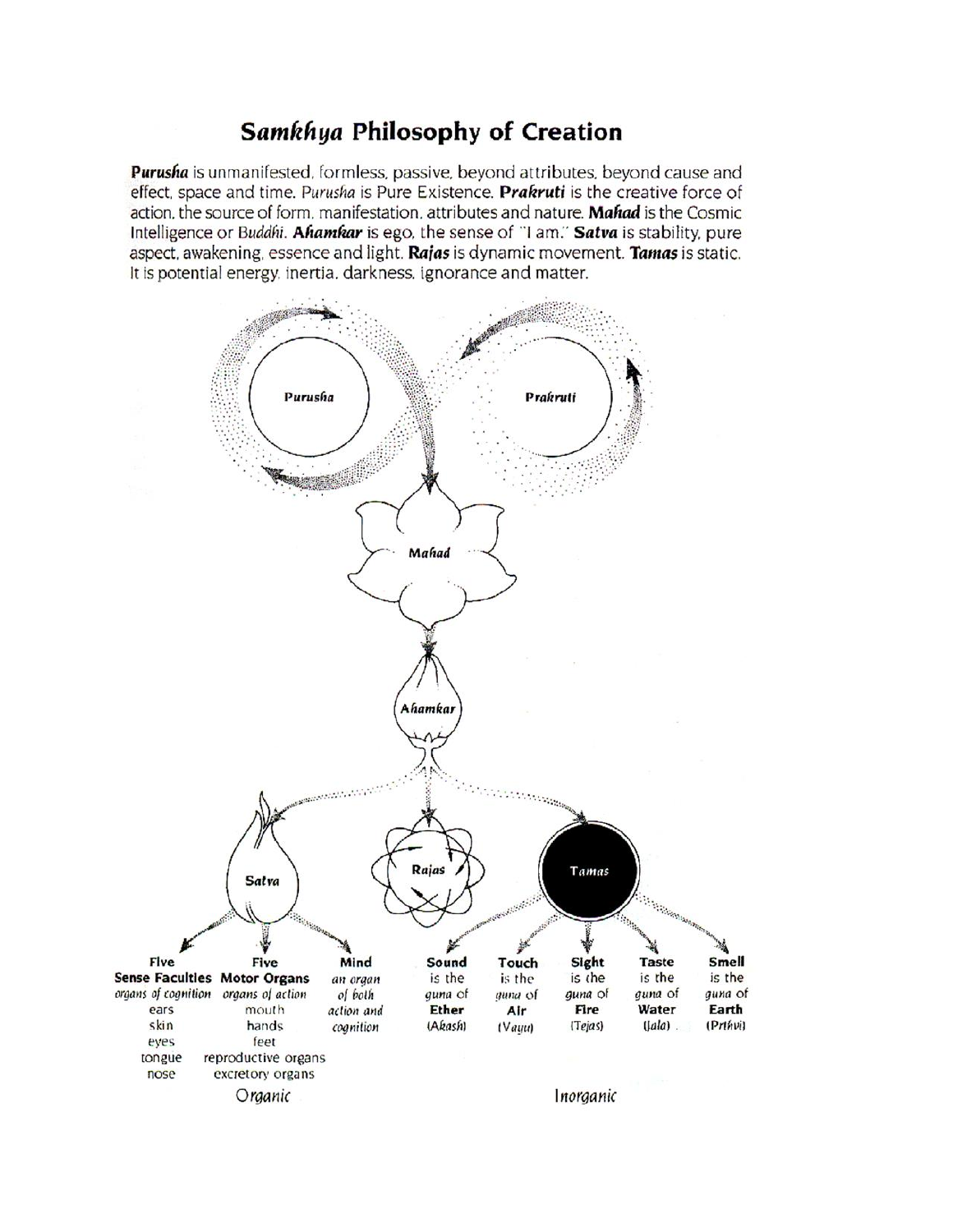# *Samkhya* Philosophy of Creation

***Purusha*** is unmanifested, formless, passive, beyond attributes, beyond cause and effect, space and time. *Purusha* is Pure Existence. ***Prakruti*** is the creative force of action, the source of form, manifestation, attributes and nature. ***Mahad*** is the Cosmic Intelligence or *Buddhi*. ***Ahamkar*** is ego, the sense of "I am." ***Satva*** is stability, pure aspect, awakening, essence and light. ***Rajas*** is dynamic movement. ***Tamas*** is static. It is potential energy, inertia, darkness, ignorance and matter.

*Purusha* — *Prakruti*

*Mahad*

*Ahamkar*

*Satva* — *Rajas* — *Tamas*

**Five Sense Faculties**
*organs of cognition*
ears
skin
eyes
tongue
nose

**Five Motor Organs**
*organs of action*
mouth
hands
feet
reproductive organs
excretory organs

**Mind**
*an organ of both action and cognition*

*Organic*

**Sound** is the *guna* of **Ether** (*Akash*)

**Touch** is the *guna* of **Air** (*Vayu*)

**Sight** is the *guna* of **Fire** (*Tejas*)

**Taste** is the *guna* of **Water** (*Jala*)

**Smell** is the *guna* of **Earth** (*Prthvi*)

*Inorganic*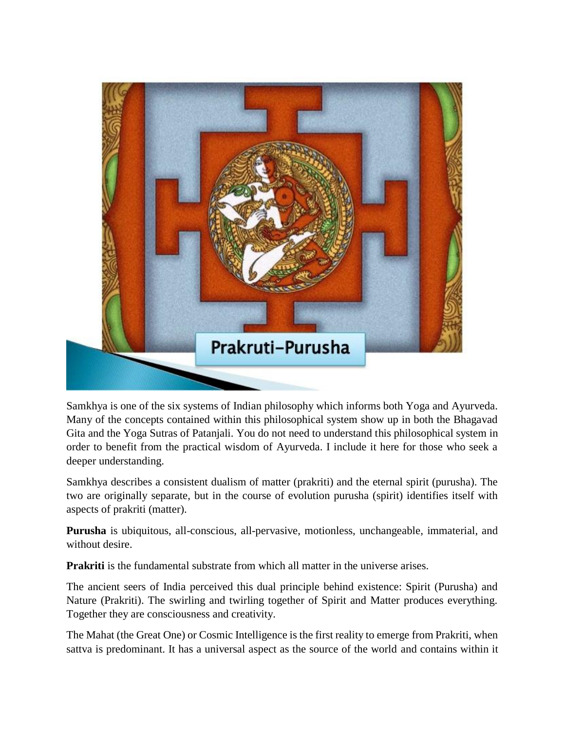Samkhya is one of the six systems of Indian philosophy which informs both Yoga and Ayurveda. Many of the concepts contained within this philosophical system show up in both the Bhagavad Gita and the Yoga Sutras of Patanjali. You do not need to understand this philosophical system in order to benefit from the practical wisdom of Ayurveda. I include it here for those who seek a deeper understanding.

Samkhya describes a consistent dualism of matter (prakriti) and the eternal spirit (purusha). The two are originally separate, but in the course of evolution purusha (spirit) identifies itself with aspects of prakriti (matter).

**Purusha** is ubiquitous, all-conscious, all-pervasive, motionless, unchangeable, immaterial, and without desire.

**Prakriti** is the fundamental substrate from which all matter in the universe arises.

The ancient seers of India perceived this dual principle behind existence: Spirit (Purusha) and Nature (Prakriti). The swirling and twirling together of Spirit and Matter produces everything. Together they are consciousness and creativity.

The Mahat (the Great One) or Cosmic Intelligence is the first reality to emerge from Prakriti, when sattva is predominant. It has a universal aspect as the source of the world and contains within it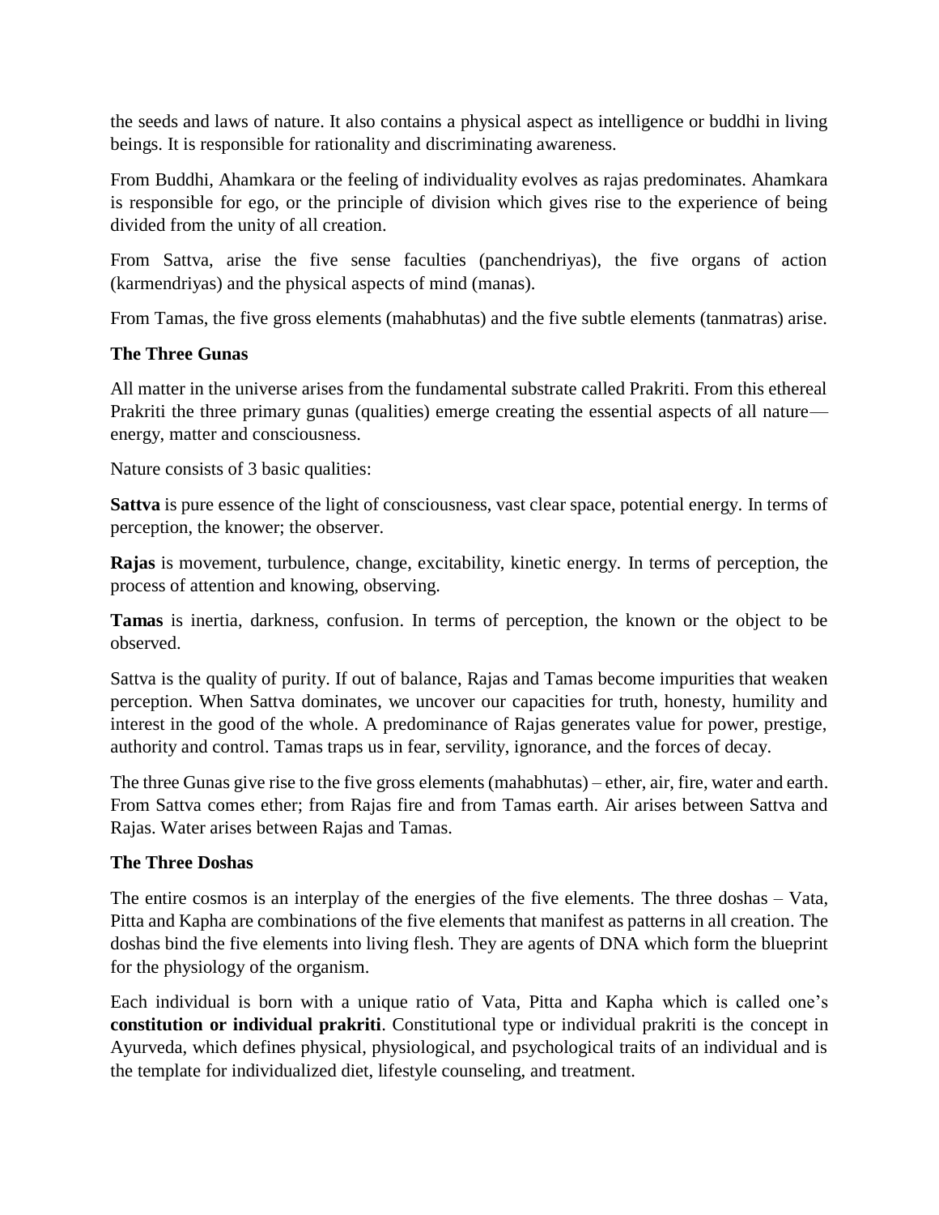the seeds and laws of nature. It also contains a physical aspect as intelligence or buddhi in living beings. It is responsible for rationality and discriminating awareness.

From Buddhi, Ahamkara or the feeling of individuality evolves as rajas predominates. Ahamkara is responsible for ego, or the principle of division which gives rise to the experience of being divided from the unity of all creation.

From Sattva, arise the five sense faculties (panchendriyas), the five organs of action (karmendriyas) and the physical aspects of mind (manas).

From Tamas, the five gross elements (mahabhutas) and the five subtle elements (tanmatras) arise.

**The Three Gunas**

All matter in the universe arises from the fundamental substrate called Prakriti. From this ethereal Prakriti the three primary gunas (qualities) emerge creating the essential aspects of all nature—energy, matter and consciousness.

Nature consists of 3 basic qualities:

**Sattva** is pure essence of the light of consciousness, vast clear space, potential energy. In terms of perception, the knower; the observer.

**Rajas** is movement, turbulence, change, excitability, kinetic energy. In terms of perception, the process of attention and knowing, observing.

**Tamas** is inertia, darkness, confusion. In terms of perception, the known or the object to be observed.

Sattva is the quality of purity. If out of balance, Rajas and Tamas become impurities that weaken perception. When Sattva dominates, we uncover our capacities for truth, honesty, humility and interest in the good of the whole. A predominance of Rajas generates value for power, prestige, authority and control. Tamas traps us in fear, servility, ignorance, and the forces of decay.

The three Gunas give rise to the five gross elements (mahabhutas) – ether, air, fire, water and earth. From Sattva comes ether; from Rajas fire and from Tamas earth. Air arises between Sattva and Rajas. Water arises between Rajas and Tamas.

**The Three Doshas**

The entire cosmos is an interplay of the energies of the five elements. The three doshas – Vata, Pitta and Kapha are combinations of the five elements that manifest as patterns in all creation. The doshas bind the five elements into living flesh. They are agents of DNA which form the blueprint for the physiology of the organism.

Each individual is born with a unique ratio of Vata, Pitta and Kapha which is called one's **constitution or individual prakriti**. Constitutional type or individual prakriti is the concept in Ayurveda, which defines physical, physiological, and psychological traits of an individual and is the template for individualized diet, lifestyle counseling, and treatment.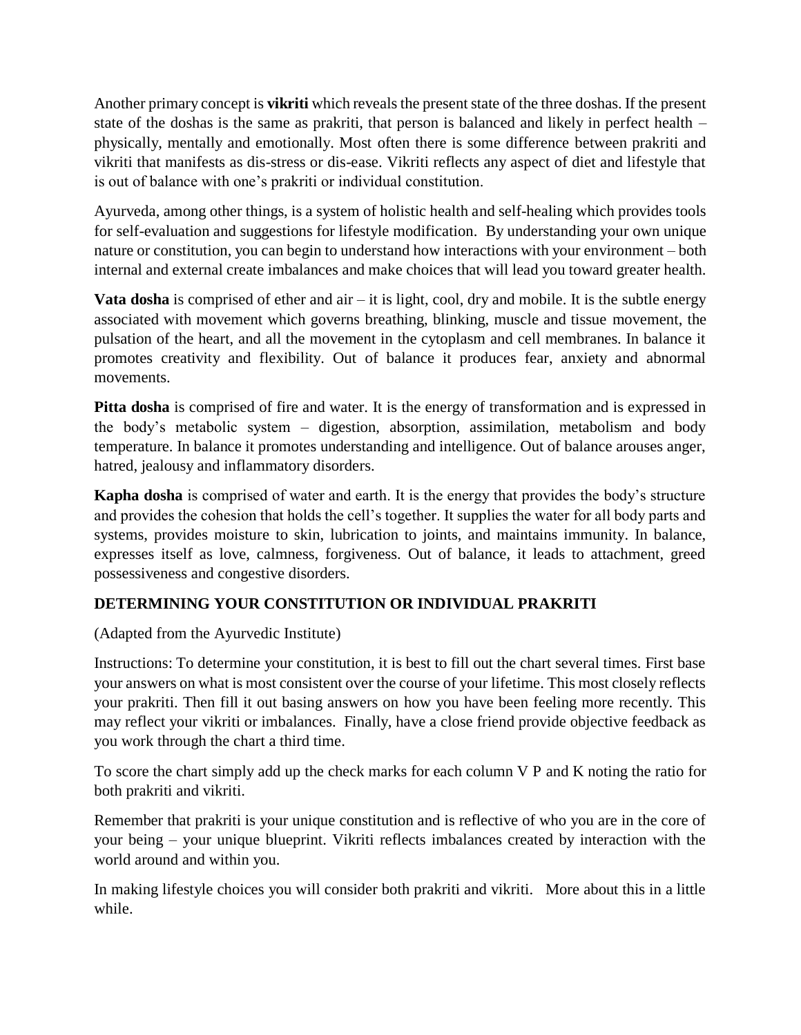Another primary concept is **vikriti** which reveals the present state of the three doshas. If the present state of the doshas is the same as prakriti, that person is balanced and likely in perfect health – physically, mentally and emotionally. Most often there is some difference between prakriti and vikriti that manifests as dis-stress or dis-ease. Vikriti reflects any aspect of diet and lifestyle that is out of balance with one's prakriti or individual constitution.

Ayurveda, among other things, is a system of holistic health and self-healing which provides tools for self-evaluation and suggestions for lifestyle modification. By understanding your own unique nature or constitution, you can begin to understand how interactions with your environment – both internal and external create imbalances and make choices that will lead you toward greater health.

**Vata dosha** is comprised of ether and air – it is light, cool, dry and mobile. It is the subtle energy associated with movement which governs breathing, blinking, muscle and tissue movement, the pulsation of the heart, and all the movement in the cytoplasm and cell membranes. In balance it promotes creativity and flexibility. Out of balance it produces fear, anxiety and abnormal movements.

**Pitta dosha** is comprised of fire and water. It is the energy of transformation and is expressed in the body's metabolic system – digestion, absorption, assimilation, metabolism and body temperature. In balance it promotes understanding and intelligence. Out of balance arouses anger, hatred, jealousy and inflammatory disorders.

**Kapha dosha** is comprised of water and earth. It is the energy that provides the body's structure and provides the cohesion that holds the cell's together. It supplies the water for all body parts and systems, provides moisture to skin, lubrication to joints, and maintains immunity. In balance, expresses itself as love, calmness, forgiveness. Out of balance, it leads to attachment, greed possessiveness and congestive disorders.

## DETERMINING YOUR CONSTITUTION OR INDIVIDUAL PRAKRITI

(Adapted from the Ayurvedic Institute)

Instructions: To determine your constitution, it is best to fill out the chart several times. First base your answers on what is most consistent over the course of your lifetime. This most closely reflects your prakriti. Then fill it out basing answers on how you have been feeling more recently. This may reflect your vikriti or imbalances. Finally, have a close friend provide objective feedback as you work through the chart a third time.

To score the chart simply add up the check marks for each column V P and K noting the ratio for both prakriti and vikriti.

Remember that prakriti is your unique constitution and is reflective of who you are in the core of your being – your unique blueprint. Vikriti reflects imbalances created by interaction with the world around and within you.

In making lifestyle choices you will consider both prakriti and vikriti. More about this in a little while.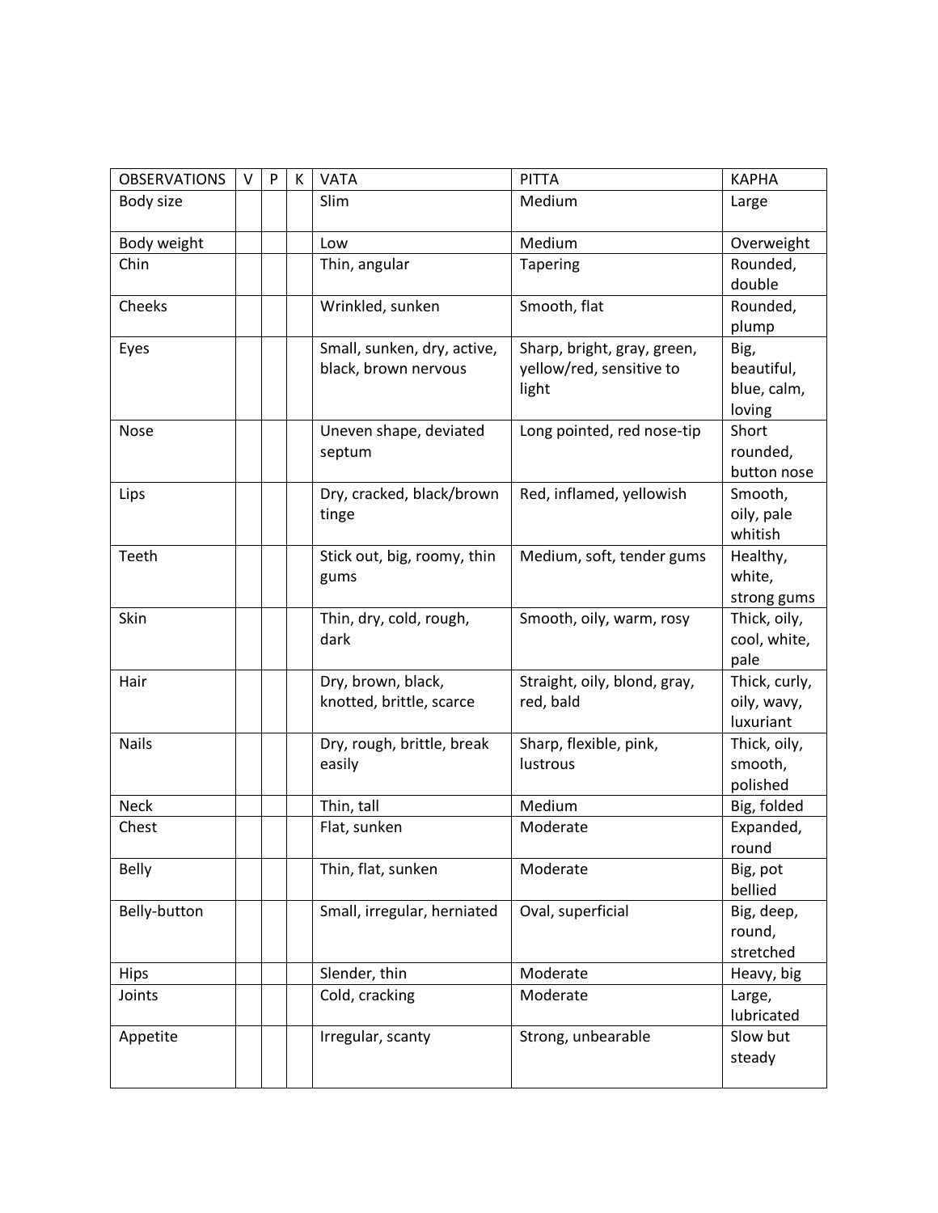| OBSERVATIONS | V | P | K | VATA | PITTA | KAPHA |
|---|---|---|---|---|---|---|
| Body size | | | | Slim | Medium | Large |
| Body weight | | | | Low | Medium | Overweight |
| Chin | | | | Thin, angular | Tapering | Rounded, double |
| Cheeks | | | | Wrinkled, sunken | Smooth, flat | Rounded, plump |
| Eyes | | | | Small, sunken, dry, active, black, brown nervous | Sharp, bright, gray, green, yellow/red, sensitive to light | Big, beautiful, blue, calm, loving |
| Nose | | | | Uneven shape, deviated septum | Long pointed, red nose-tip | Short rounded, button nose |
| Lips | | | | Dry, cracked, black/brown tinge | Red, inflamed, yellowish | Smooth, oily, pale whitish |
| Teeth | | | | Stick out, big, roomy, thin gums | Medium, soft, tender gums | Healthy, white, strong gums |
| Skin | | | | Thin, dry, cold, rough, dark | Smooth, oily, warm, rosy | Thick, oily, cool, white, pale |
| Hair | | | | Dry, brown, black, knotted, brittle, scarce | Straight, oily, blond, gray, red, bald | Thick, curly, oily, wavy, luxuriant |
| Nails | | | | Dry, rough, brittle, break easily | Sharp, flexible, pink, lustrous | Thick, oily, smooth, polished |
| Neck | | | | Thin, tall | Medium | Big, folded |
| Chest | | | | Flat, sunken | Moderate | Expanded, round |
| Belly | | | | Thin, flat, sunken | Moderate | Big, pot bellied |
| Belly-button | | | | Small, irregular, herniated | Oval, superficial | Big, deep, round, stretched |
| Hips | | | | Slender, thin | Moderate | Heavy, big |
| Joints | | | | Cold, cracking | Moderate | Large, lubricated |
| Appetite | | | | Irregular, scanty | Strong, unbearable | Slow but steady |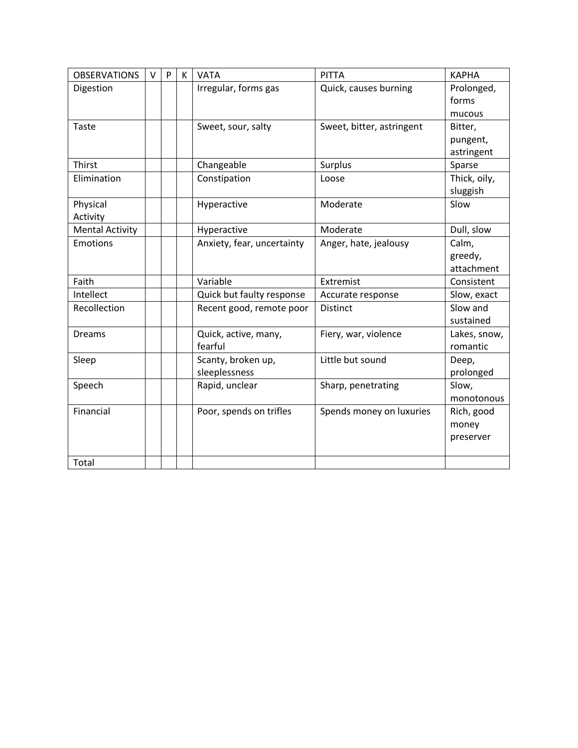| OBSERVATIONS | V | P | K | VATA | PITTA | KAPHA |
|---|---|---|---|---|---|---|
| Digestion | | | | Irregular, forms gas | Quick, causes burning | Prolonged, forms mucous |
| Taste | | | | Sweet, sour, salty | Sweet, bitter, astringent | Bitter, pungent, astringent |
| Thirst | | | | Changeable | Surplus | Sparse |
| Elimination | | | | Constipation | Loose | Thick, oily, sluggish |
| Physical Activity | | | | Hyperactive | Moderate | Slow |
| Mental Activity | | | | Hyperactive | Moderate | Dull, slow |
| Emotions | | | | Anxiety, fear, uncertainty | Anger, hate, jealousy | Calm, greedy, attachment |
| Faith | | | | Variable | Extremist | Consistent |
| Intellect | | | | Quick but faulty response | Accurate response | Slow, exact |
| Recollection | | | | Recent good, remote poor | Distinct | Slow and sustained |
| Dreams | | | | Quick, active, many, fearful | Fiery, war, violence | Lakes, snow, romantic |
| Sleep | | | | Scanty, broken up, sleeplessness | Little but sound | Deep, prolonged |
| Speech | | | | Rapid, unclear | Sharp, penetrating | Slow, monotonous |
| Financial | | | | Poor, spends on trifles | Spends money on luxuries | Rich, good money preserver |
| Total | | | | | | |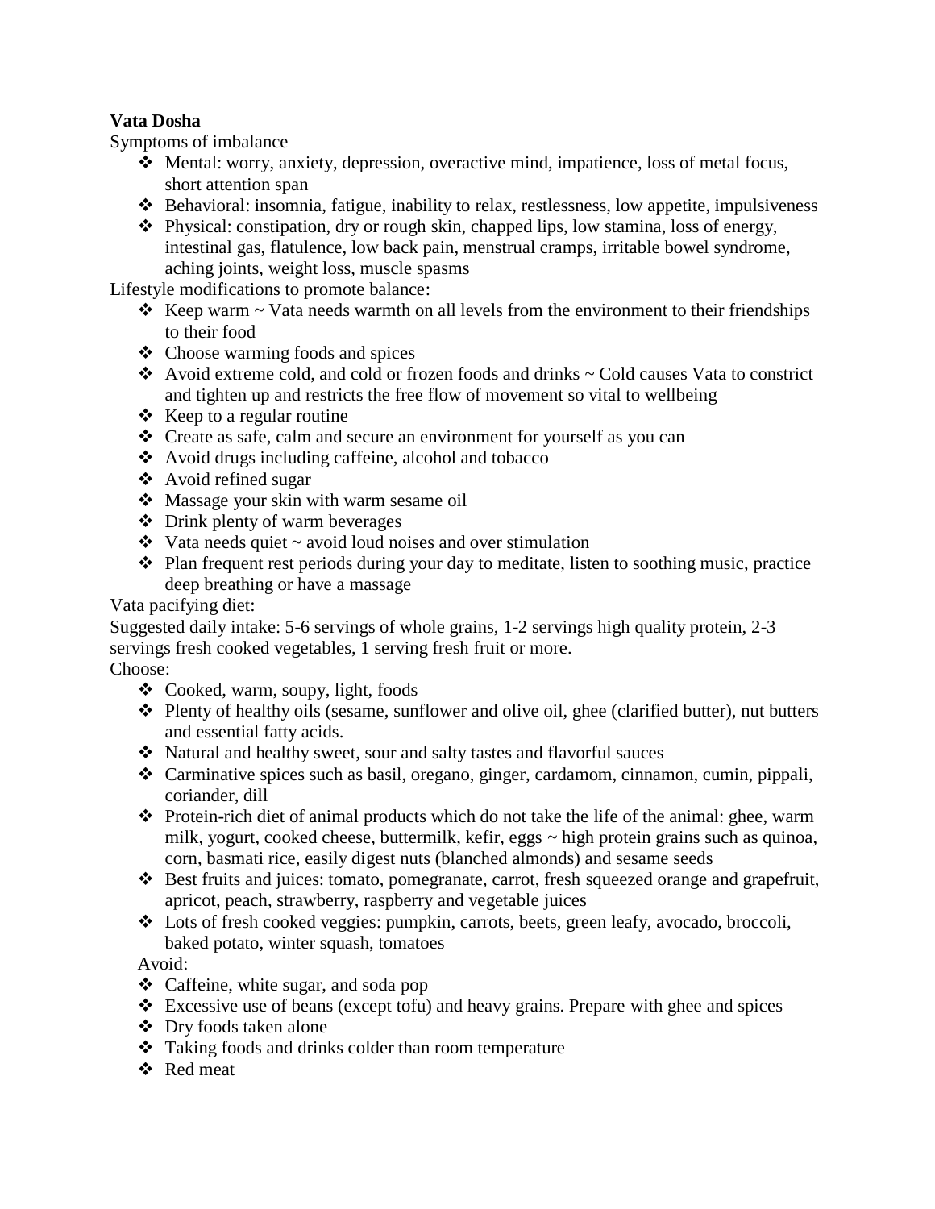**Vata Dosha**

Symptoms of imbalance

- Mental: worry, anxiety, depression, overactive mind, impatience, loss of metal focus, short attention span
- Behavioral: insomnia, fatigue, inability to relax, restlessness, low appetite, impulsiveness
- Physical: constipation, dry or rough skin, chapped lips, low stamina, loss of energy, intestinal gas, flatulence, low back pain, menstrual cramps, irritable bowel syndrome, aching joints, weight loss, muscle spasms

Lifestyle modifications to promote balance:

- Keep warm ~ Vata needs warmth on all levels from the environment to their friendships to their food
- Choose warming foods and spices
- Avoid extreme cold, and cold or frozen foods and drinks ~ Cold causes Vata to constrict and tighten up and restricts the free flow of movement so vital to wellbeing
- Keep to a regular routine
- Create as safe, calm and secure an environment for yourself as you can
- Avoid drugs including caffeine, alcohol and tobacco
- Avoid refined sugar
- Massage your skin with warm sesame oil
- Drink plenty of warm beverages
- Vata needs quiet ~ avoid loud noises and over stimulation
- Plan frequent rest periods during your day to meditate, listen to soothing music, practice deep breathing or have a massage

Vata pacifying diet:

Suggested daily intake: 5-6 servings of whole grains, 1-2 servings high quality protein, 2-3 servings fresh cooked vegetables, 1 serving fresh fruit or more.

Choose:

- Cooked, warm, soupy, light, foods
- Plenty of healthy oils (sesame, sunflower and olive oil, ghee (clarified butter), nut butters and essential fatty acids.
- Natural and healthy sweet, sour and salty tastes and flavorful sauces
- Carminative spices such as basil, oregano, ginger, cardamom, cinnamon, cumin, pippali, coriander, dill
- Protein-rich diet of animal products which do not take the life of the animal: ghee, warm milk, yogurt, cooked cheese, buttermilk, kefir, eggs ~ high protein grains such as quinoa, corn, basmati rice, easily digest nuts (blanched almonds) and sesame seeds
- Best fruits and juices: tomato, pomegranate, carrot, fresh squeezed orange and grapefruit, apricot, peach, strawberry, raspberry and vegetable juices
- Lots of fresh cooked veggies: pumpkin, carrots, beets, green leafy, avocado, broccoli, baked potato, winter squash, tomatoes

Avoid:

- Caffeine, white sugar, and soda pop
- Excessive use of beans (except tofu) and heavy grains. Prepare with ghee and spices
- Dry foods taken alone
- Taking foods and drinks colder than room temperature
- Red meat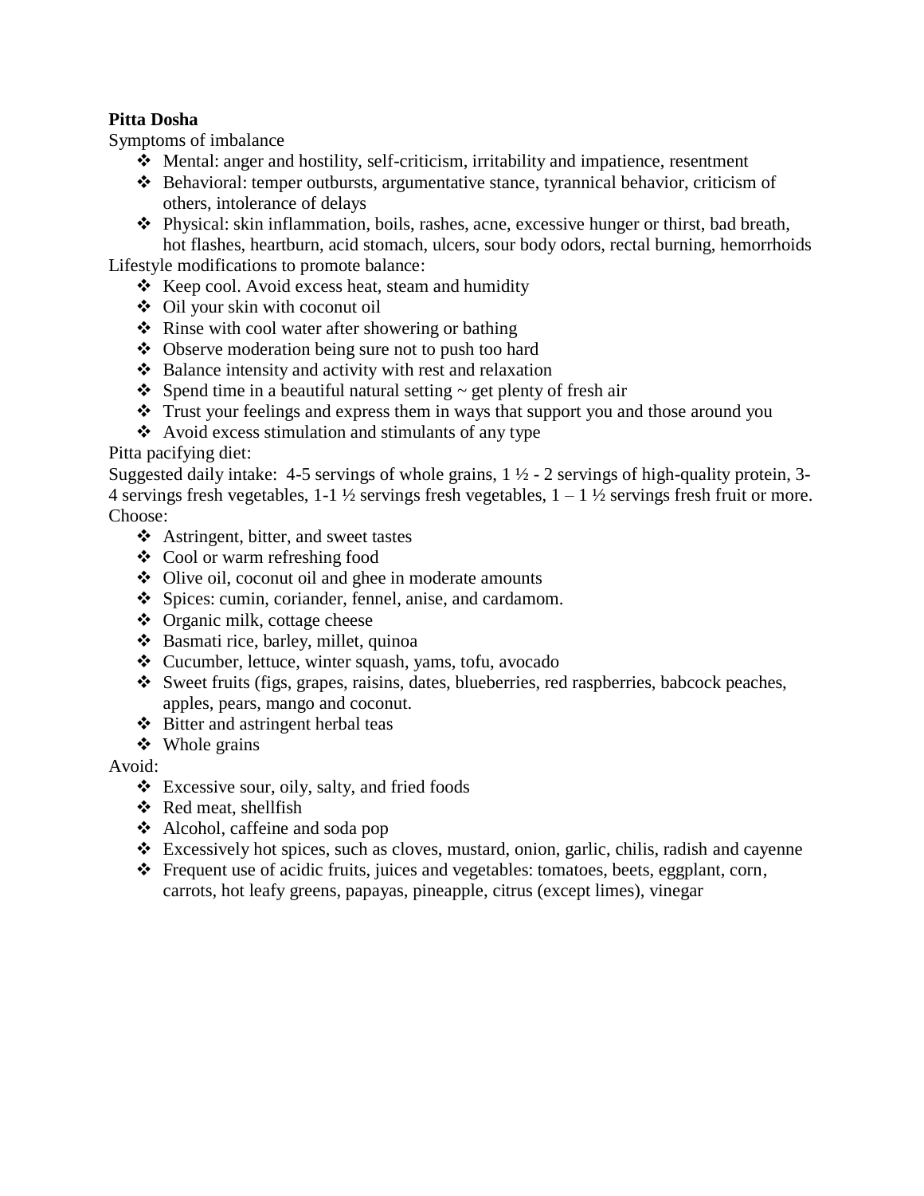**Pitta Dosha**

Symptoms of imbalance

- Mental: anger and hostility, self-criticism, irritability and impatience, resentment
- Behavioral: temper outbursts, argumentative stance, tyrannical behavior, criticism of others, intolerance of delays
- Physical: skin inflammation, boils, rashes, acne, excessive hunger or thirst, bad breath, hot flashes, heartburn, acid stomach, ulcers, sour body odors, rectal burning, hemorrhoids

Lifestyle modifications to promote balance:

- Keep cool. Avoid excess heat, steam and humidity
- Oil your skin with coconut oil
- Rinse with cool water after showering or bathing
- Observe moderation being sure not to push too hard
- Balance intensity and activity with rest and relaxation
- Spend time in a beautiful natural setting ~ get plenty of fresh air
- Trust your feelings and express them in ways that support you and those around you
- Avoid excess stimulation and stimulants of any type

Pitta pacifying diet:

Suggested daily intake: 4-5 servings of whole grains, 1 ½ - 2 servings of high-quality protein, 3-4 servings fresh vegetables, 1-1 ½ servings fresh vegetables, 1 – 1 ½ servings fresh fruit or more.

Choose:

- Astringent, bitter, and sweet tastes
- Cool or warm refreshing food
- Olive oil, coconut oil and ghee in moderate amounts
- Spices: cumin, coriander, fennel, anise, and cardamom.
- Organic milk, cottage cheese
- Basmati rice, barley, millet, quinoa
- Cucumber, lettuce, winter squash, yams, tofu, avocado
- Sweet fruits (figs, grapes, raisins, dates, blueberries, red raspberries, babcock peaches, apples, pears, mango and coconut.
- Bitter and astringent herbal teas
- Whole grains

Avoid:

- Excessive sour, oily, salty, and fried foods
- Red meat, shellfish
- Alcohol, caffeine and soda pop
- Excessively hot spices, such as cloves, mustard, onion, garlic, chilis, radish and cayenne
- Frequent use of acidic fruits, juices and vegetables: tomatoes, beets, eggplant, corn, carrots, hot leafy greens, papayas, pineapple, citrus (except limes), vinegar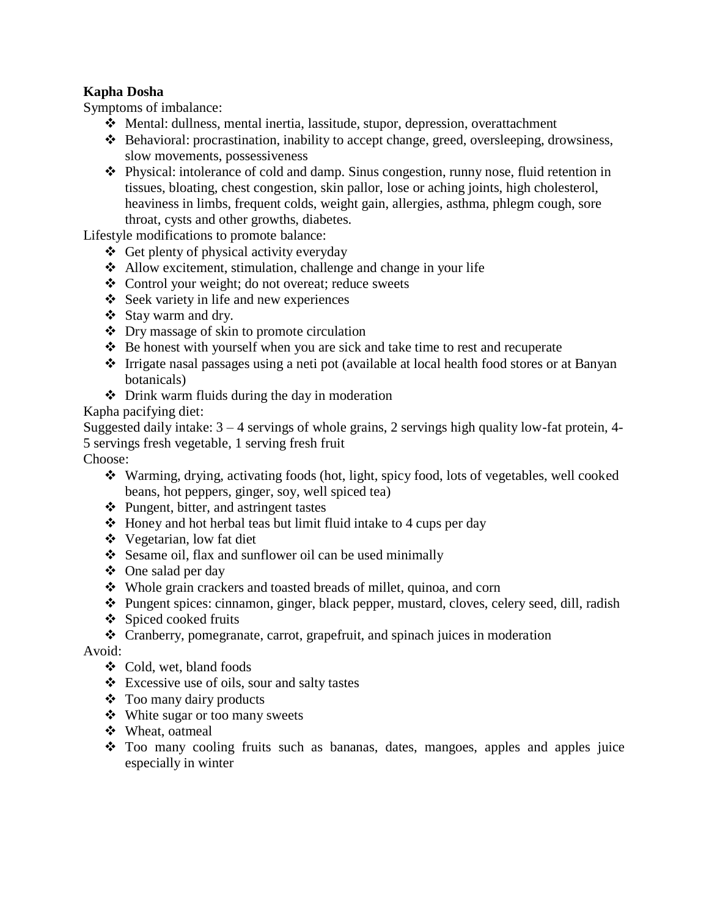**Kapha Dosha**

Symptoms of imbalance:

- Mental: dullness, mental inertia, lassitude, stupor, depression, overattachment
- Behavioral: procrastination, inability to accept change, greed, oversleeping, drowsiness, slow movements, possessiveness
- Physical: intolerance of cold and damp. Sinus congestion, runny nose, fluid retention in tissues, bloating, chest congestion, skin pallor, lose or aching joints, high cholesterol, heaviness in limbs, frequent colds, weight gain, allergies, asthma, phlegm cough, sore throat, cysts and other growths, diabetes.

Lifestyle modifications to promote balance:

- Get plenty of physical activity everyday
- Allow excitement, stimulation, challenge and change in your life
- Control your weight; do not overeat; reduce sweets
- Seek variety in life and new experiences
- Stay warm and dry.
- Dry massage of skin to promote circulation
- Be honest with yourself when you are sick and take time to rest and recuperate
- Irrigate nasal passages using a neti pot (available at local health food stores or at Banyan botanicals)
- Drink warm fluids during the day in moderation

Kapha pacifying diet:

Suggested daily intake: 3 – 4 servings of whole grains, 2 servings high quality low-fat protein, 4-5 servings fresh vegetable, 1 serving fresh fruit

Choose:

- Warming, drying, activating foods (hot, light, spicy food, lots of vegetables, well cooked beans, hot peppers, ginger, soy, well spiced tea)
- Pungent, bitter, and astringent tastes
- Honey and hot herbal teas but limit fluid intake to 4 cups per day
- Vegetarian, low fat diet
- Sesame oil, flax and sunflower oil can be used minimally
- One salad per day
- Whole grain crackers and toasted breads of millet, quinoa, and corn
- Pungent spices: cinnamon, ginger, black pepper, mustard, cloves, celery seed, dill, radish
- Spiced cooked fruits
- Cranberry, pomegranate, carrot, grapefruit, and spinach juices in moderation

Avoid:

- Cold, wet, bland foods
- Excessive use of oils, sour and salty tastes
- Too many dairy products
- White sugar or too many sweets
- Wheat, oatmeal
- Too many cooling fruits such as bananas, dates, mangoes, apples and apples juice especially in winter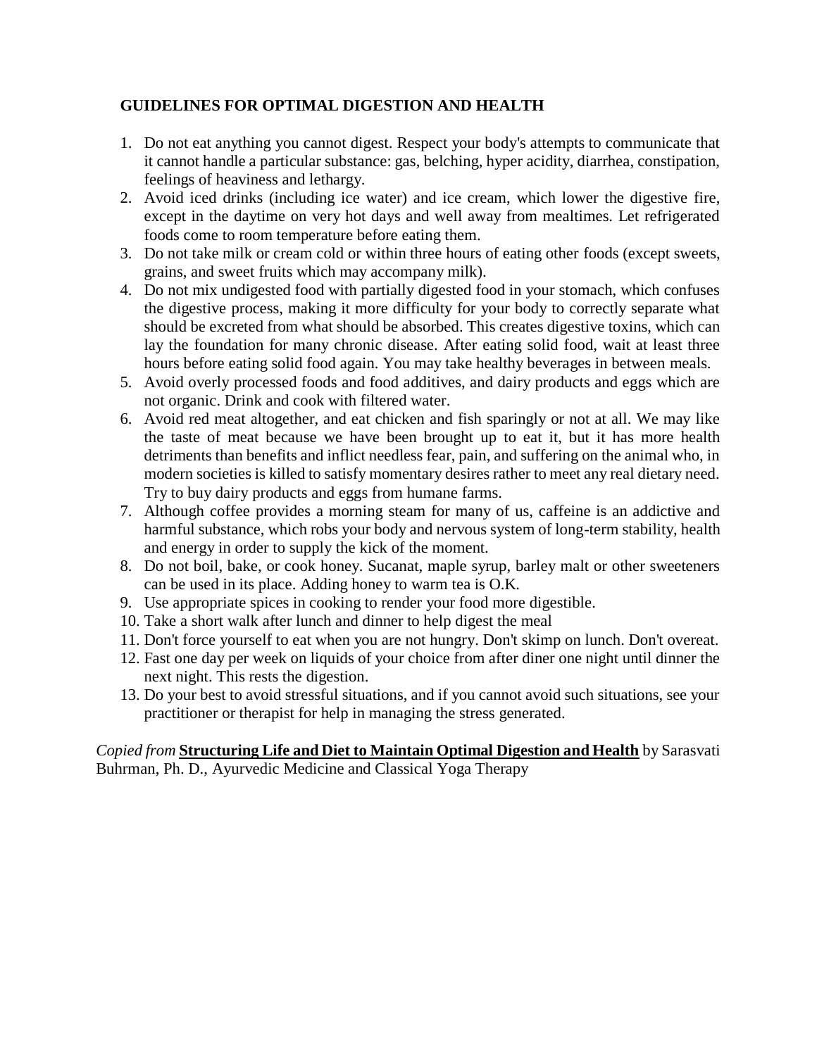**GUIDELINES FOR OPTIMAL DIGESTION AND HEALTH**

1. Do not eat anything you cannot digest. Respect your body's attempts to communicate that it cannot handle a particular substance: gas, belching, hyper acidity, diarrhea, constipation, feelings of heaviness and lethargy.
2. Avoid iced drinks (including ice water) and ice cream, which lower the digestive fire, except in the daytime on very hot days and well away from mealtimes. Let refrigerated foods come to room temperature before eating them.
3. Do not take milk or cream cold or within three hours of eating other foods (except sweets, grains, and sweet fruits which may accompany milk).
4. Do not mix undigested food with partially digested food in your stomach, which confuses the digestive process, making it more difficulty for your body to correctly separate what should be excreted from what should be absorbed. This creates digestive toxins, which can lay the foundation for many chronic disease. After eating solid food, wait at least three hours before eating solid food again. You may take healthy beverages in between meals.
5. Avoid overly processed foods and food additives, and dairy products and eggs which are not organic. Drink and cook with filtered water.
6. Avoid red meat altogether, and eat chicken and fish sparingly or not at all. We may like the taste of meat because we have been brought up to eat it, but it has more health detriments than benefits and inflict needless fear, pain, and suffering on the animal who, in modern societies is killed to satisfy momentary desires rather to meet any real dietary need. Try to buy dairy products and eggs from humane farms.
7. Although coffee provides a morning steam for many of us, caffeine is an addictive and harmful substance, which robs your body and nervous system of long-term stability, health and energy in order to supply the kick of the moment.
8. Do not boil, bake, or cook honey. Sucanat, maple syrup, barley malt or other sweeteners can be used in its place. Adding honey to warm tea is O.K.
9. Use appropriate spices in cooking to render your food more digestible.
10. Take a short walk after lunch and dinner to help digest the meal
11. Don't force yourself to eat when you are not hungry. Don't skimp on lunch. Don't overeat.
12. Fast one day per week on liquids of your choice from after diner one night until dinner the next night. This rests the digestion.
13. Do your best to avoid stressful situations, and if you cannot avoid such situations, see your practitioner or therapist for help in managing the stress generated.

*Copied from* **Structuring Life and Diet to Maintain Optimal Digestion and Health** by Sarasvati Buhrman, Ph. D., Ayurvedic Medicine and Classical Yoga Therapy